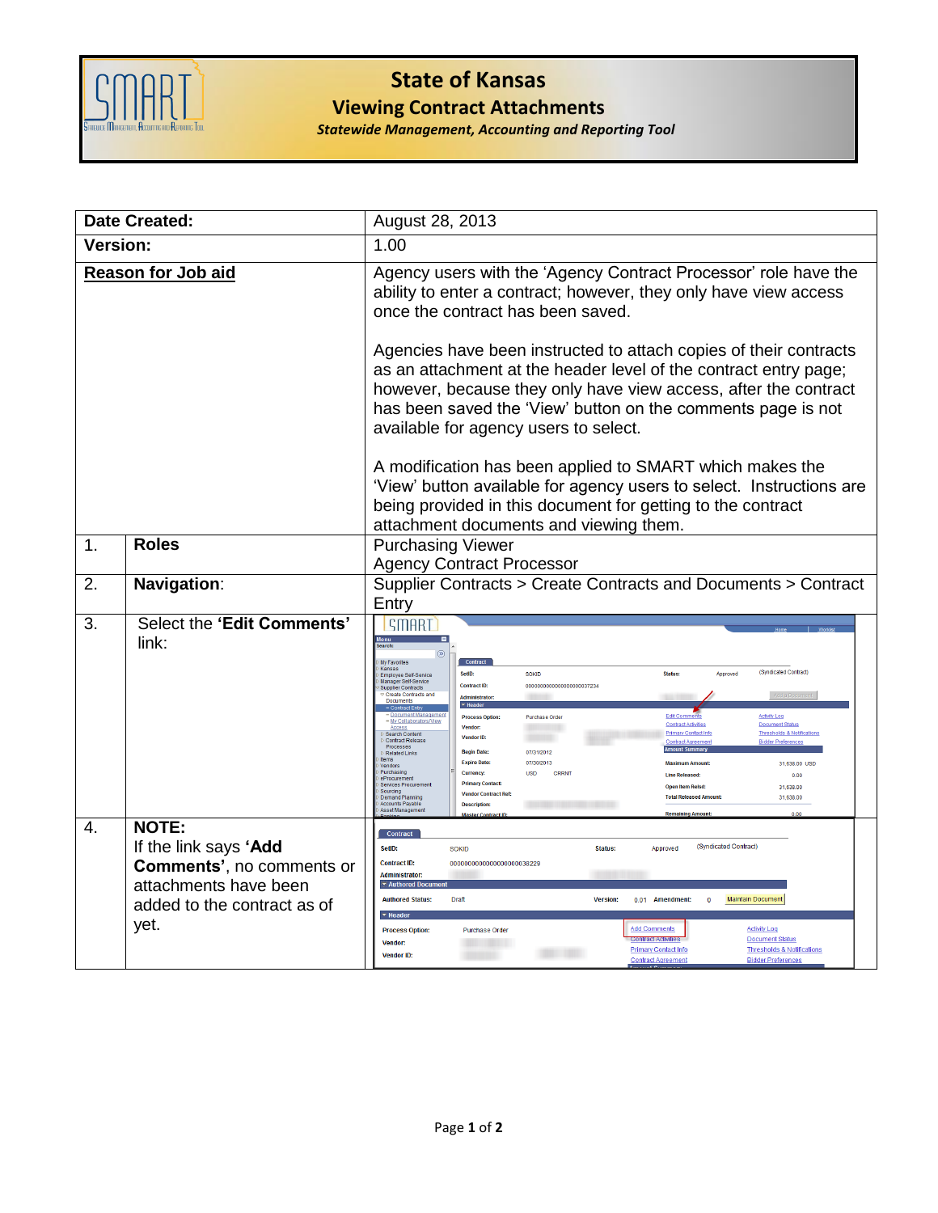# State of Kansas

## Viewing Contract Attachments

***Statewide Management, Accounting and Reporting Tool***

| Date Created: | | August 28, 2013 |
|---|---|---|
| **Version:** | | 1.00 |
| **Reason for Job aid** | | Agency users with the 'Agency Contract Processor' role have the ability to enter a contract; however, they only have view access once the contract has been saved.<br><br>Agencies have been instructed to attach copies of their contracts as an attachment at the header level of the contract entry page; however, because they only have view access, after the contract has been saved the 'View' button on the comments page is not available for agency users to select.<br><br>A modification has been applied to SMART which makes the 'View' button available for agency users to select. Instructions are being provided in this document for getting to the contract attachment documents and viewing them. |
| 1. | **Roles** | Purchasing Viewer<br>Agency Contract Processor |
| 2. | **Navigation**: | Supplier Contracts > Create Contracts and Documents > Contract Entry |
| 3. | Select the **'Edit Comments'** link: | |
| 4. | **NOTE:**<br>If the link says **'Add Comments'**, no comments or attachments have been added to the contract as of yet. | |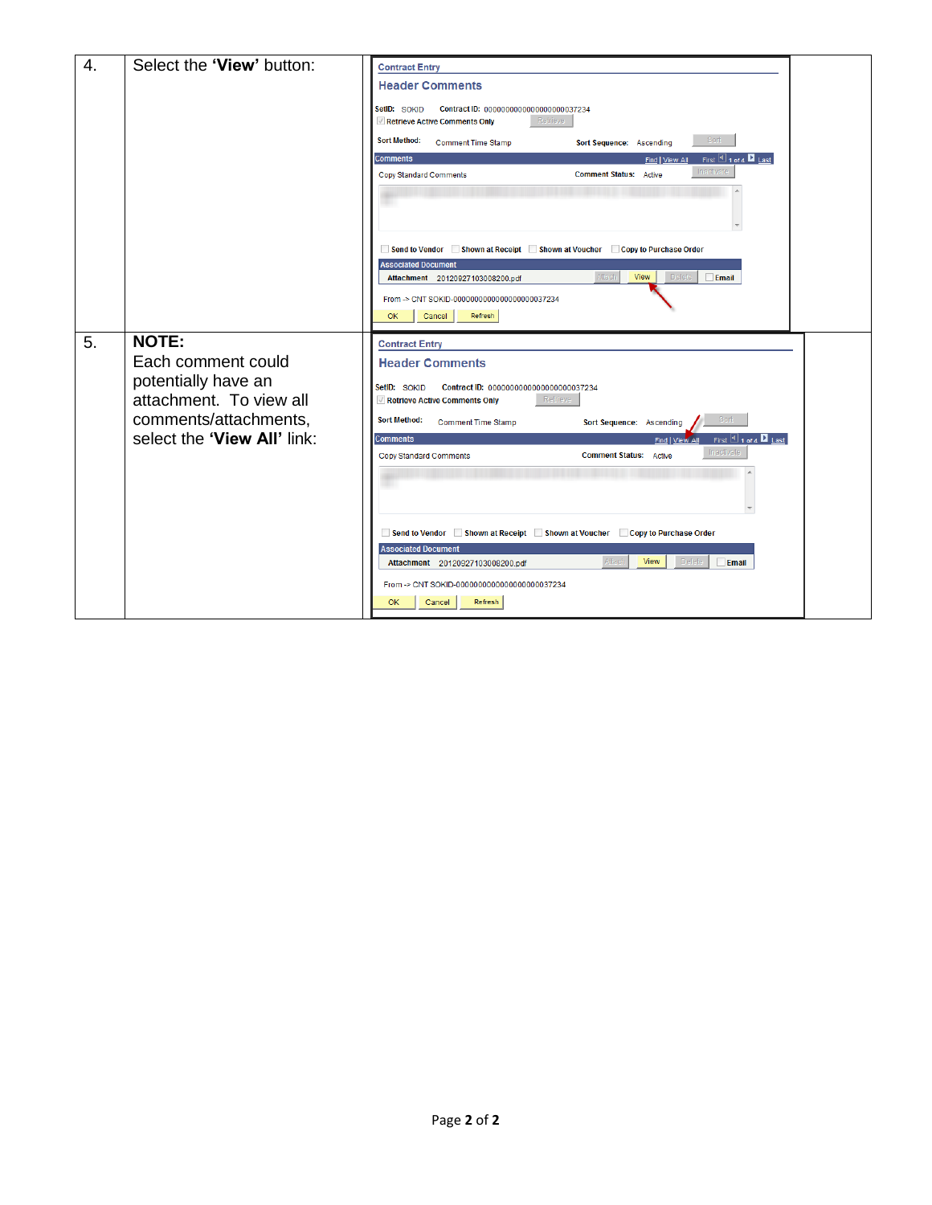| | |
|---|---|
| 4. | Select the **'View'** button: |
| 5. | **NOTE:**<br>Each comment could potentially have an attachment. To view all comments/attachments, select the **'View All'** link: |